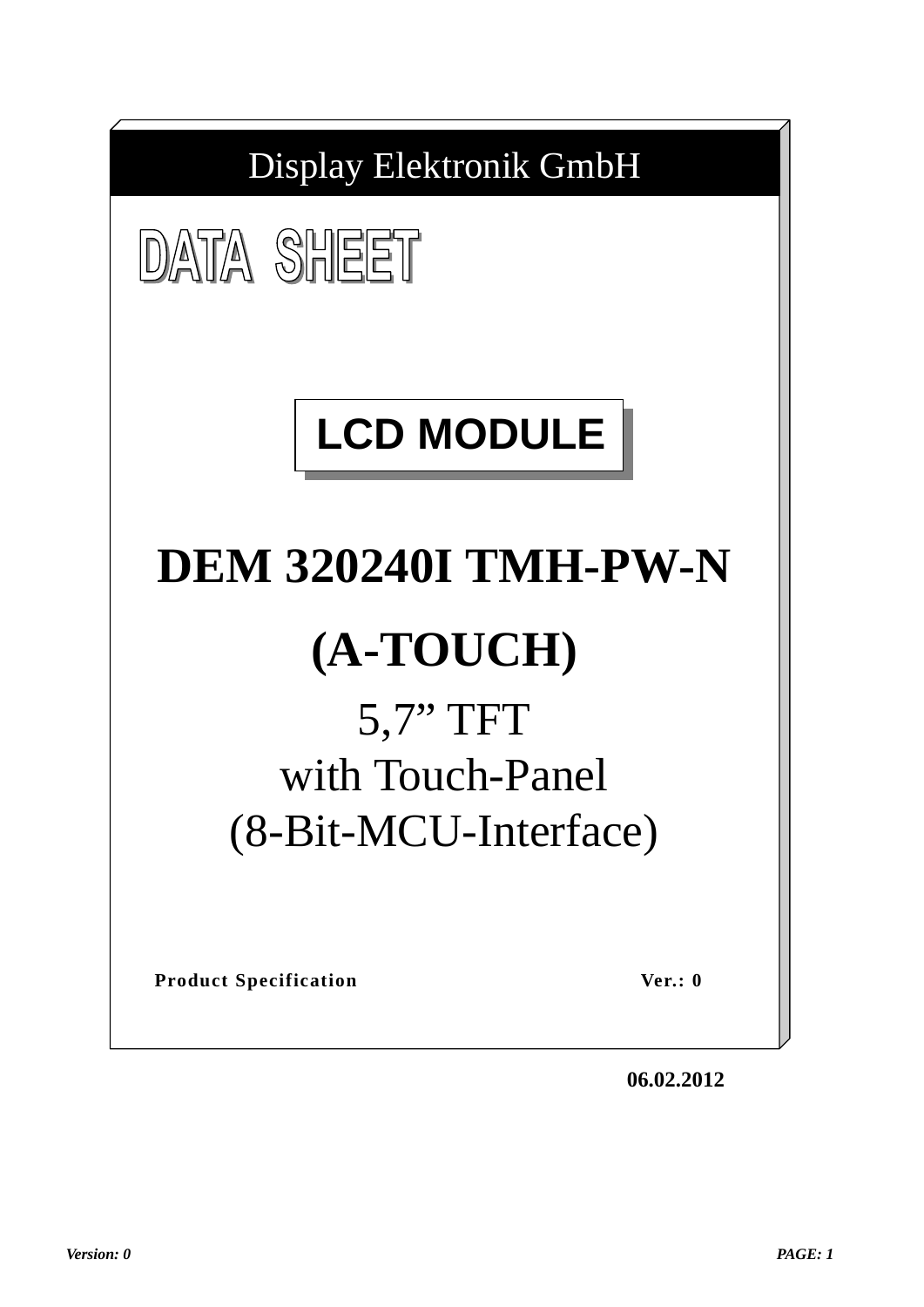Display Elektronik GmbH

# DATA SHEET

## LCD MODULE

# DEM 320240I TMH-PW-N

# (A-TOUCH)

5,7” TFT
with Touch-Panel
(8-Bit-MCU-Interface)

**Product Specification** **Ver.: 0**

**06.02.2012**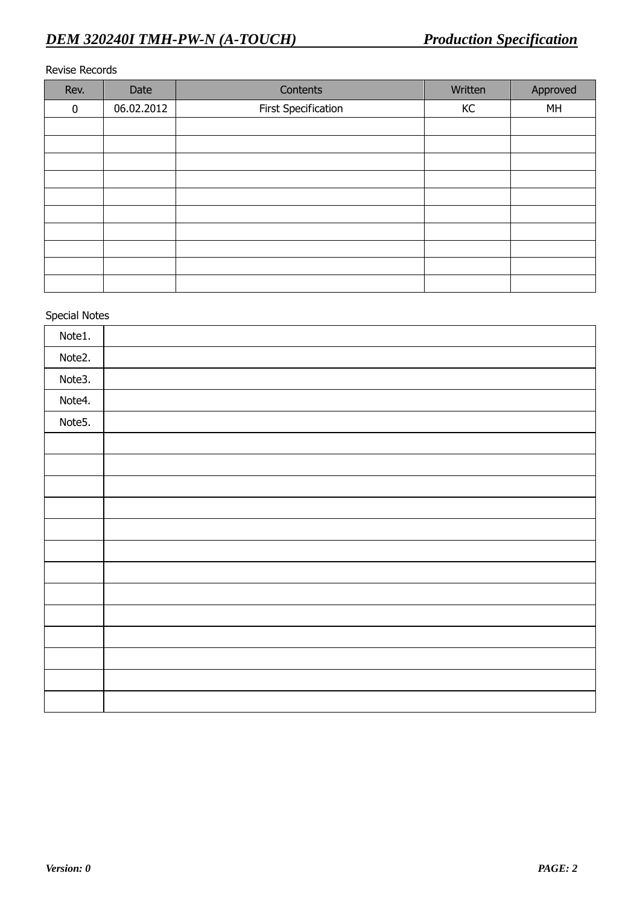Revise Records

| Rev. | Date | Contents | Written | Approved |
|---|---|---|---|---|
| 0 | 06.02.2012 | First Specification | KC | MH |
| | | | | |
| | | | | |
| | | | | |
| | | | | |
| | | | | |
| | | | | |
| | | | | |
| | | | | |
| | | | | |
| | | | | |

Special Notes

| | |
|---|---|
| Note1. | |
| Note2. | |
| Note3. | |
| Note4. | |
| Note5. | |
| | |
| | |
| | |
| | |
| | |
| | |
| | |
| | |
| | |
| | |
| | |
| | |
| | |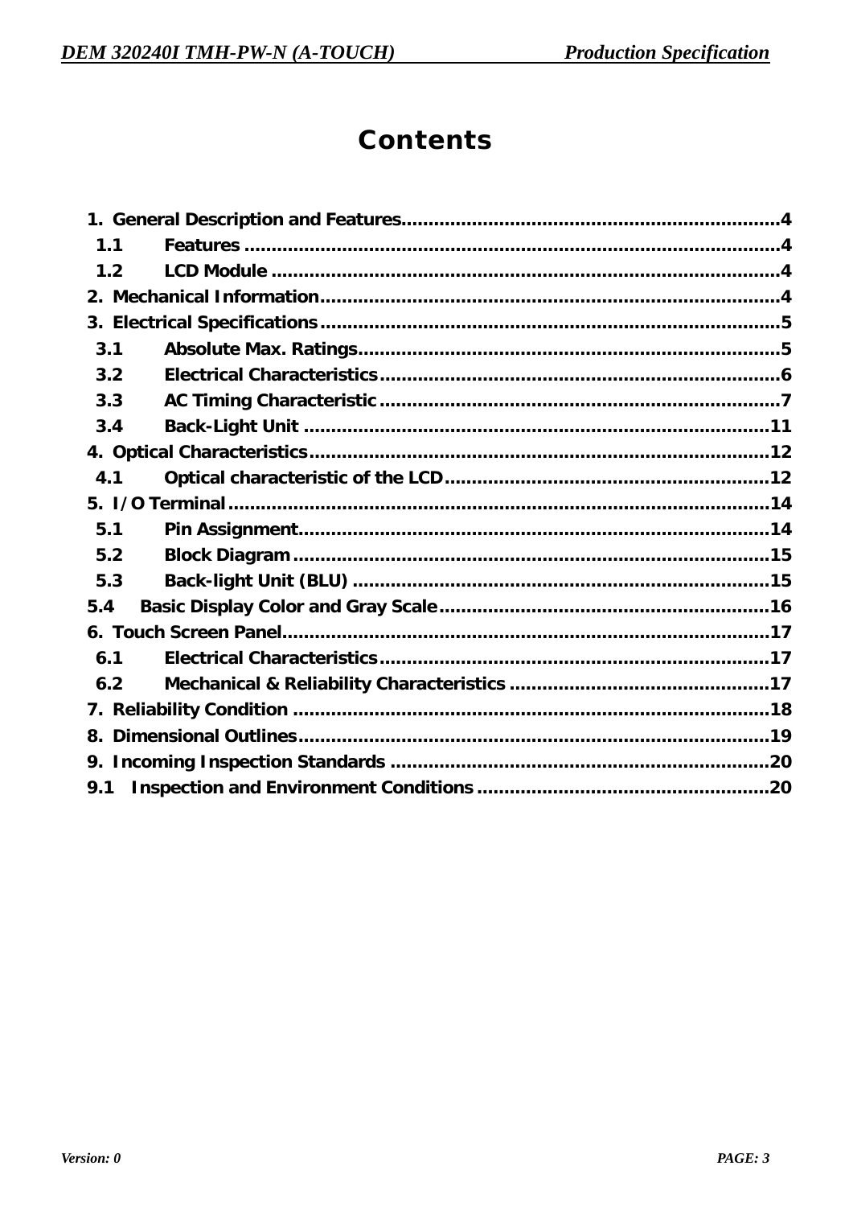# Contents

1. General Description and Features.......................................................................4
 1.1 Features ...........................................................................................4
 1.2 LCD Module .......................................................................................4
2. Mechanical Information.......................................................................4
3. Electrical Specifications.......................................................................5
 3.1 Absolute Max. Ratings.......................................................................5
 3.2 Electrical Characteristics.......................................................................6
 3.3 AC Timing Characteristic.......................................................................7
 3.4 Back-Light Unit .......................................................................................11
4. Optical Characteristics.......................................................................12
 4.1 Optical characteristic of the LCD.......................................................................12
5. I/O Terminal.......................................................................14
 5.1 Pin Assignment.......................................................................14
 5.2 Block Diagram.......................................................................15
 5.3 Back-light Unit (BLU) .......................................................................15
5.4 Basic Display Color and Gray Scale.......................................................................16
6. Touch Screen Panel.......................................................................17
 6.1 Electrical Characteristics.......................................................................17
 6.2 Mechanical & Reliability Characteristics .......................................................................17
7. Reliability Condition .......................................................................18
8. Dimensional Outlines.......................................................................19
9. Incoming Inspection Standards .......................................................................20
9.1 Inspection and Environment Conditions .......................................................................20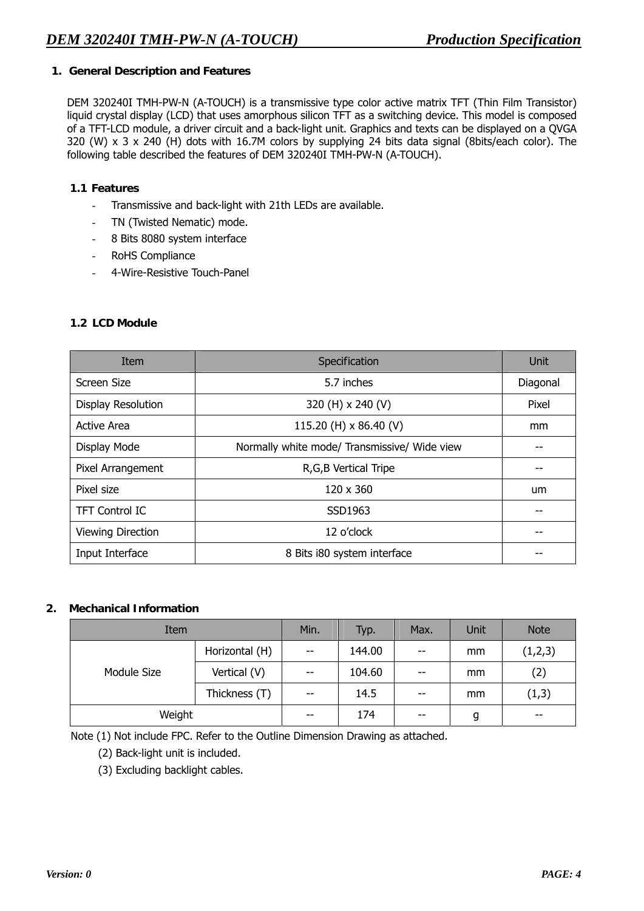## 1. General Description and Features

DEM 320240I TMH-PW-N (A-TOUCH) is a transmissive type color active matrix TFT (Thin Film Transistor) liquid crystal display (LCD) that uses amorphous silicon TFT as a switching device. This model is composed of a TFT-LCD module, a driver circuit and a back-light unit. Graphics and texts can be displayed on a QVGA 320 (W) x 3 x 240 (H) dots with 16.7M colors by supplying 24 bits data signal (8bits/each color). The following table described the features of DEM 320240I TMH-PW-N (A-TOUCH).

### 1.1 Features

- Transmissive and back-light with 21th LEDs are available.
- TN (Twisted Nematic) mode.
- 8 Bits 8080 system interface
- RoHS Compliance
- 4-Wire-Resistive Touch-Panel

### 1.2 LCD Module

| Item | Specification | Unit |
|---|---|---|
| Screen Size | 5.7 inches | Diagonal |
| Display Resolution | 320 (H) x 240 (V) | Pixel |
| Active Area | 115.20 (H) x 86.40 (V) | mm |
| Display Mode | Normally white mode/ Transmissive/ Wide view | -- |
| Pixel Arrangement | R,G,B Vertical Tripe | -- |
| Pixel size | 120 x 360 | um |
| TFT Control IC | SSD1963 | -- |
| Viewing Direction | 12 o'clock | -- |
| Input Interface | 8 Bits i80 system interface | -- |

## 2. Mechanical Information

| Item | | Min. | Typ. | Max. | Unit | Note |
|---|---|---|---|---|---|---|
| Module Size | Horizontal (H) | -- | 144.00 | -- | mm | (1,2,3) |
| | Vertical (V) | -- | 104.60 | -- | mm | (2) |
| | Thickness (T) | -- | 14.5 | -- | mm | (1,3) |
| Weight | | -- | 174 | -- | g | -- |

Note (1) Not include FPC. Refer to the Outline Dimension Drawing as attached.

(2) Back-light unit is included.

(3) Excluding backlight cables.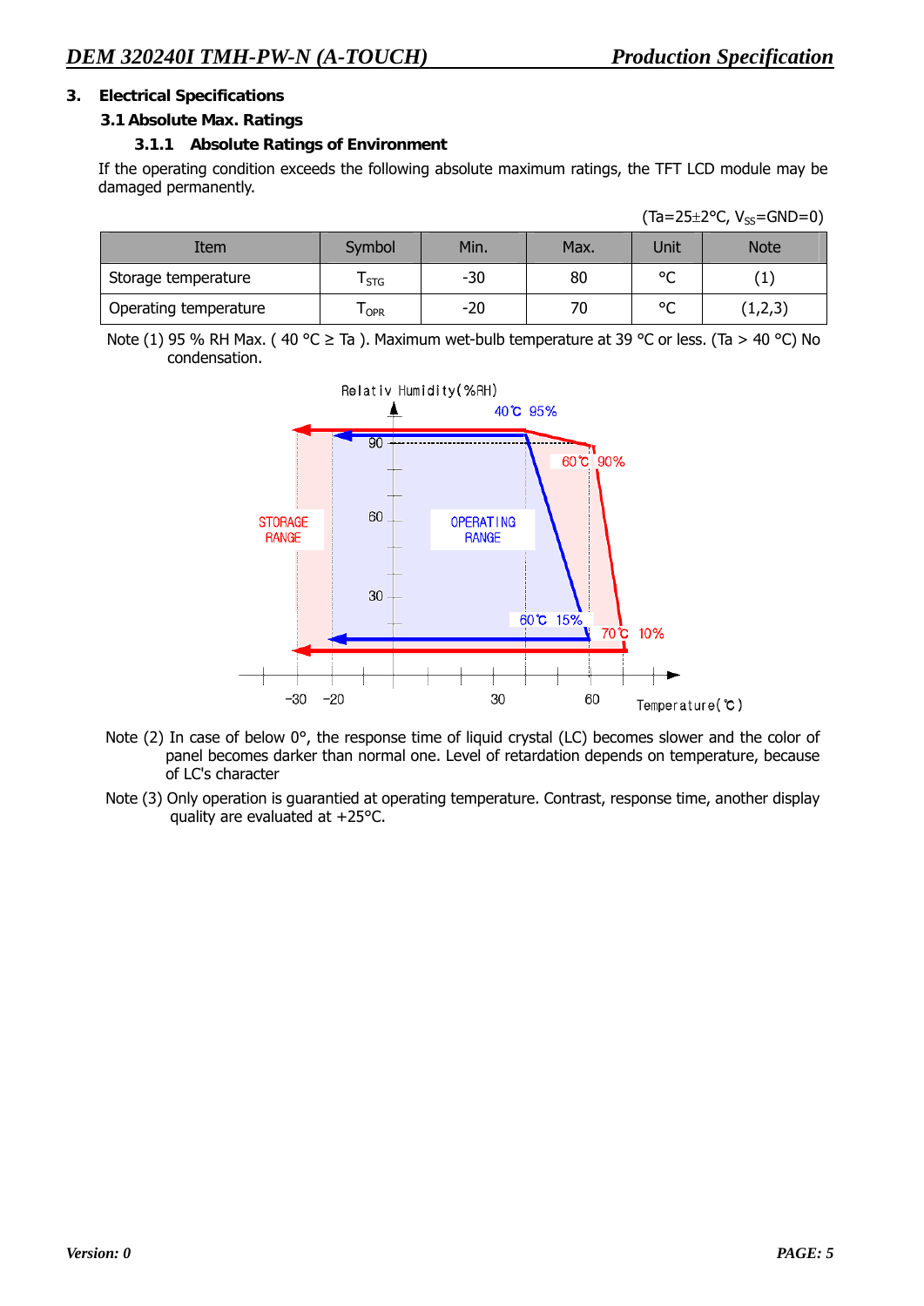## 3. Electrical Specifications

### 3.1 Absolute Max. Ratings

#### 3.1.1 Absolute Ratings of Environment

If the operating condition exceeds the following absolute maximum ratings, the TFT LCD module may be damaged permanently.

(Ta=25±2°C, $V_{SS}$=GND=0)

| Item | Symbol | Min. | Max. | Unit | Note |
|---|---|---|---|---|---|
| Storage temperature | $T_{STG}$ | -30 | 80 | °C | (1) |
| Operating temperature | $T_{OPR}$ | -20 | 70 | °C | (1,2,3) |

Note (1) 95 % RH Max. ( 40 °C ≥ Ta ). Maximum wet-bulb temperature at 39 °C or less. (Ta > 40 °C) No condensation.

Note (2) In case of below 0°, the response time of liquid crystal (LC) becomes slower and the color of panel becomes darker than normal one. Level of retardation depends on temperature, because of LC's character

Note (3) Only operation is guarantied at operating temperature. Contrast, response time, another display quality are evaluated at +25°C.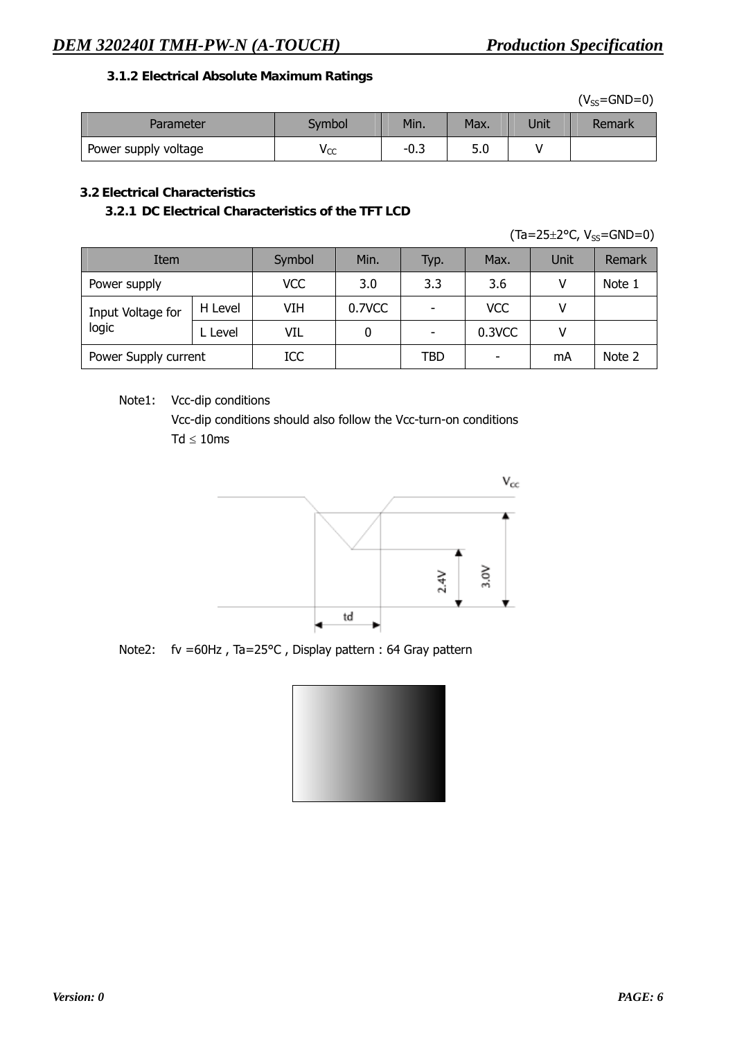### 3.1.2 Electrical Absolute Maximum Ratings

($V_{SS}$=GND=0)

| Parameter | Symbol | Min. | Max. | Unit | Remark |
|---|---|---|---|---|---|
| Power supply voltage | $V_{CC}$ | -0.3 | 5.0 | V | |

## 3.2 Electrical Characteristics

### 3.2.1 DC Electrical Characteristics of the TFT LCD

(Ta=25±2°C, $V_{SS}$=GND=0)

| Item | | Symbol | Min. | Typ. | Max. | Unit | Remark |
|---|---|---|---|---|---|---|---|
| Power supply | | VCC | 3.0 | 3.3 | 3.6 | V | Note 1 |
| Input Voltage for logic | H Level | VIH | 0.7VCC | - | VCC | V | |
| | L Level | VIL | 0 | - | 0.3VCC | V | |
| Power Supply current | | ICC | | TBD | - | mA | Note 2 |

Note1: Vcc-dip conditions

Vcc-dip conditions should also follow the Vcc-turn-on conditions

Td ≤ 10ms

Note2: fv =60Hz , Ta=25°C , Display pattern : 64 Gray pattern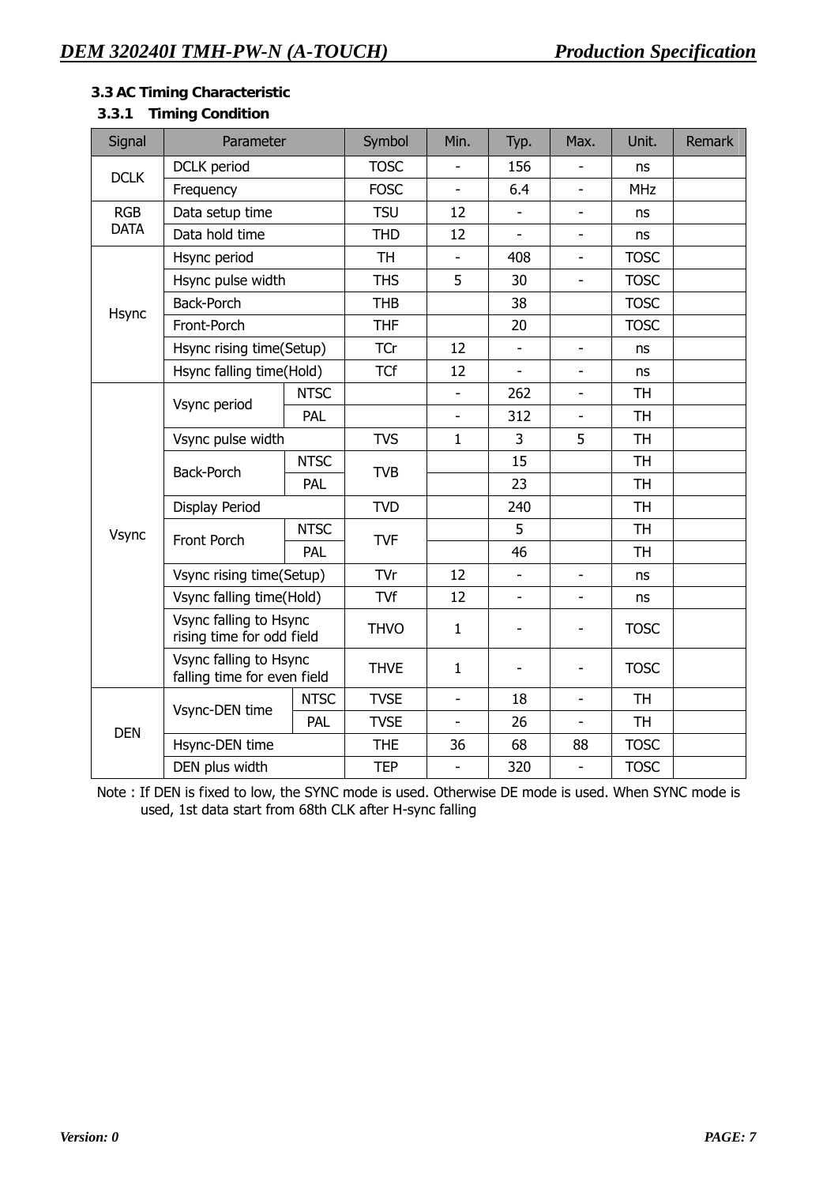## 3.3 AC Timing Characteristic

### 3.3.1 Timing Condition

| Signal | Parameter | | Symbol | Min. | Typ. | Max. | Unit. | Remark |
|---|---|---|---|---|---|---|---|---|
| DCLK | DCLK period | | TOSC | - | 156 | - | ns | |
| | Frequency | | FOSC | - | 6.4 | - | MHz | |
| RGB DATA | Data setup time | | TSU | 12 | - | - | ns | |
| | Data hold time | | THD | 12 | - | - | ns | |
| Hsync | Hsync period | | TH | - | 408 | - | TOSC | |
| | Hsync pulse width | | THS | 5 | 30 | - | TOSC | |
| | Back-Porch | | THB | | 38 | | TOSC | |
| | Front-Porch | | THF | | 20 | | TOSC | |
| | Hsync rising time(Setup) | | TCr | 12 | - | - | ns | |
| | Hsync falling time(Hold) | | TCf | 12 | - | - | ns | |
| Vsync | Vsync period | NTSC | | - | 262 | - | TH | |
| | | PAL | | - | 312 | - | TH | |
| | Vsync pulse width | | TVS | 1 | 3 | 5 | TH | |
| | Back-Porch | NTSC | TVB | | 15 | | TH | |
| | | PAL | | | 23 | | TH | |
| | Display Period | | TVD | | 240 | | TH | |
| | Front Porch | NTSC | TVF | | 5 | | TH | |
| | | PAL | | | 46 | | TH | |
| | Vsync rising time(Setup) | | TVr | 12 | - | - | ns | |
| | Vsync falling time(Hold) | | TVf | 12 | - | - | ns | |
| | Vsync falling to Hsync rising time for odd field | | THVO | 1 | - | - | TOSC | |
| | Vsync falling to Hsync falling time for even field | | THVE | 1 | - | - | TOSC | |
| DEN | Vsync-DEN time | NTSC | TVSE | - | 18 | - | TH | |
| | | PAL | TVSE | - | 26 | - | TH | |
| | Hsync-DEN time | | THE | 36 | 68 | 88 | TOSC | |
| | DEN plus width | | TEP | - | 320 | - | TOSC | |

Note : If DEN is fixed to low, the SYNC mode is used. Otherwise DE mode is used. When SYNC mode is used, 1st data start from 68th CLK after H-sync falling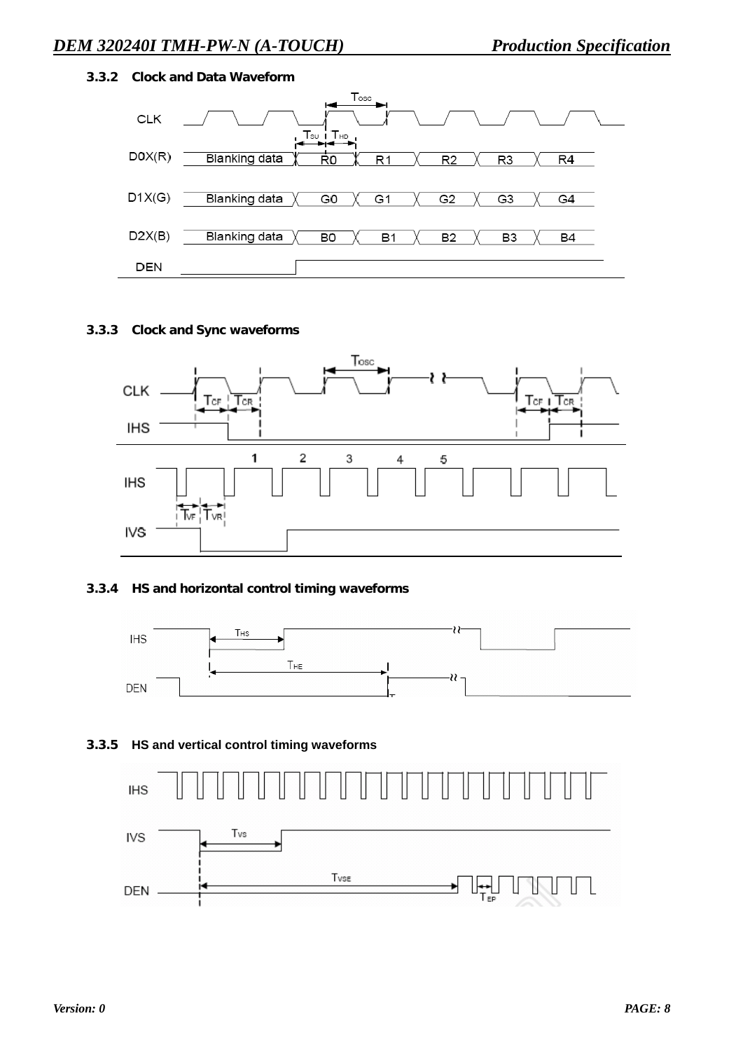### 3.3.2 Clock and Data Waveform

CLK

$T_{OSC}$

$T_{SU}$ $T_{HD}$

D0X(R) Blanking data R0 R1 R2 R3 R4

D1X(G) Blanking data G0 G1 G2 G3 G4

D2X(B) Blanking data B0 B1 B2 B3 B4

DEN

### 3.3.3 Clock and Sync waveforms

CLK

$T_{OSC}$

$T_{CF}$ $T_{CR}$ $T_{CF}$ $T_{CR}$

IHS

1 2 3 4 5

IHS

$T_{VF}$ $T_{VR}$

IVS

### 3.3.4 HS and horizontal control timing waveforms

IHS

$T_{HS}$

$T_{HE}$

DEN

### 3.3.5 HS and vertical control timing waveforms

IHS

IVS

$T_{VS}$

$T_{VSE}$

DEN

$T_{EP}$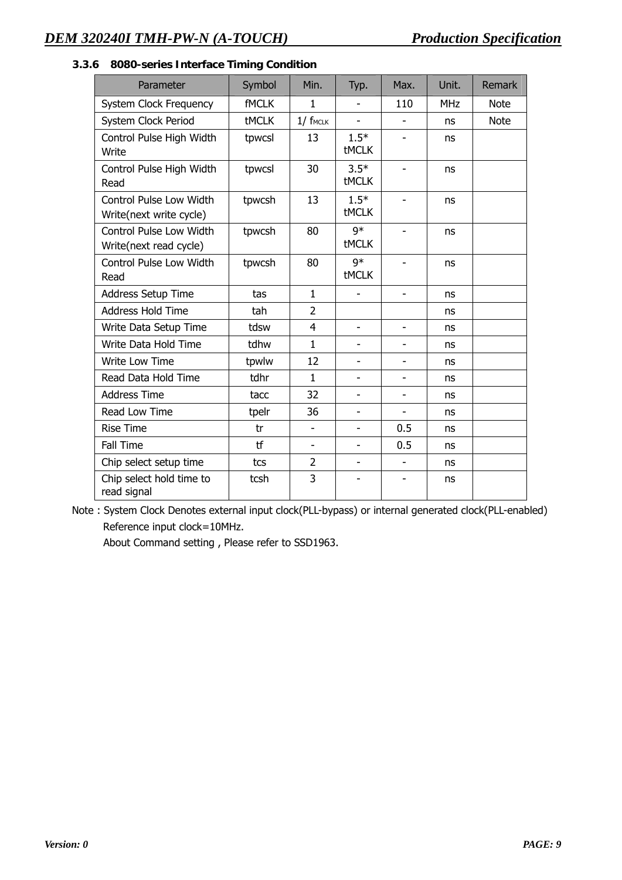### 3.3.6 8080-series Interface Timing Condition

| Parameter | Symbol | Min. | Typ. | Max. | Unit. | Remark |
|---|---|---|---|---|---|---|
| System Clock Frequency | fMCLK | 1 | - | 110 | MHz | Note |
| System Clock Period | tMCLK | 1/ $f_{MCLK}$ | - | - | ns | Note |
| Control Pulse High Width Write | tpwcsl | 13 | 1.5* tMCLK | - | ns | |
| Control Pulse High Width Read | tpwcsl | 30 | 3.5* tMCLK | - | ns | |
| Control Pulse Low Width Write(next write cycle) | tpwcsh | 13 | 1.5* tMCLK | - | ns | |
| Control Pulse Low Width Write(next read cycle) | tpwcsh | 80 | 9* tMCLK | - | ns | |
| Control Pulse Low Width Read | tpwcsh | 80 | 9* tMCLK | - | ns | |
| Address Setup Time | tas | 1 | - | - | ns | |
| Address Hold Time | tah | 2 | | | ns | |
| Write Data Setup Time | tdsw | 4 | - | - | ns | |
| Write Data Hold Time | tdhw | 1 | - | - | ns | |
| Write Low Time | tpwlw | 12 | - | - | ns | |
| Read Data Hold Time | tdhr | 1 | - | - | ns | |
| Address Time | tacc | 32 | - | - | ns | |
| Read Low Time | tpelr | 36 | - | - | ns | |
| Rise Time | tr | - | - | 0.5 | ns | |
| Fall Time | tf | - | - | 0.5 | ns | |
| Chip select setup time | tcs | 2 | - | - | ns | |
| Chip select hold time to read signal | tcsh | 3 | - | - | ns | |

Note : System Clock Denotes external input clock(PLL-bypass) or internal generated clock(PLL-enabled)
Reference input clock=10MHz.
About Command setting , Please refer to SSD1963.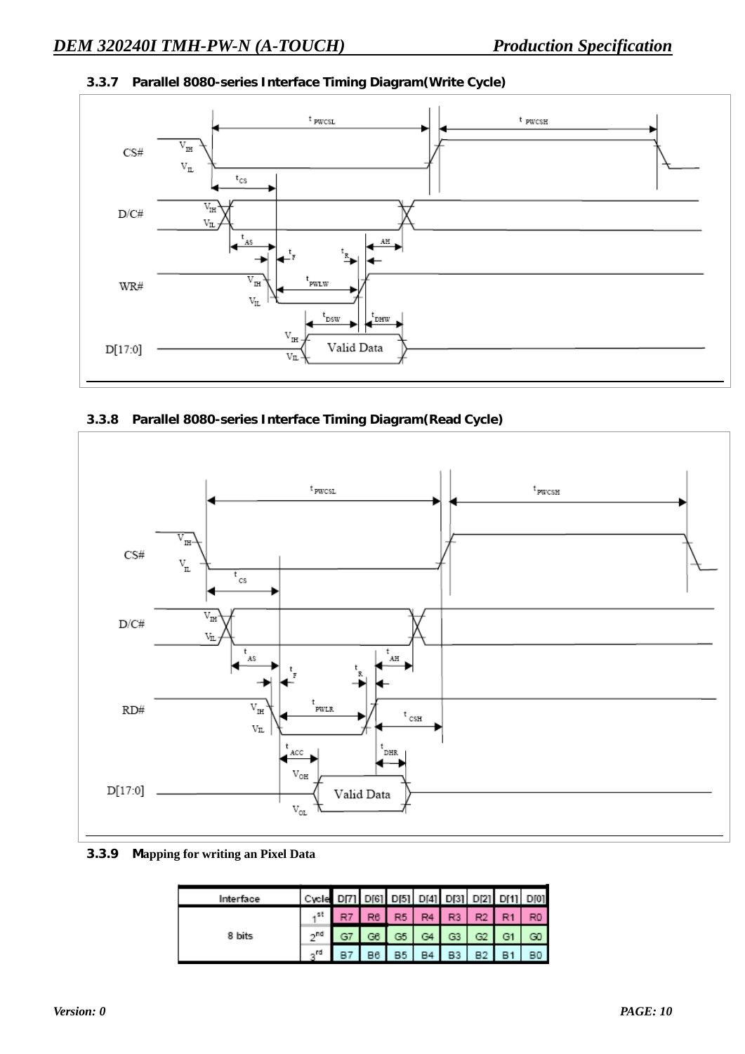### 3.3.7 Parallel 8080-series Interface Timing Diagram(Write Cycle)

### 3.3.8 Parallel 8080-series Interface Timing Diagram(Read Cycle)

### 3.3.9 Mapping for writing an Pixel Data

| Interface | Cycle | D[7] | D[6] | D[5] | D[4] | D[3] | D[2] | D[1] | D[0] |
|---|---|---|---|---|---|---|---|---|---|
| 8 bits | 1st | R7 | R6 | R5 | R4 | R3 | R2 | R1 | R0 |
| | 2nd | G7 | G6 | G5 | G4 | G3 | G2 | G1 | G0 |
| | 3rd | B7 | B6 | B5 | B4 | B3 | B2 | B1 | B0 |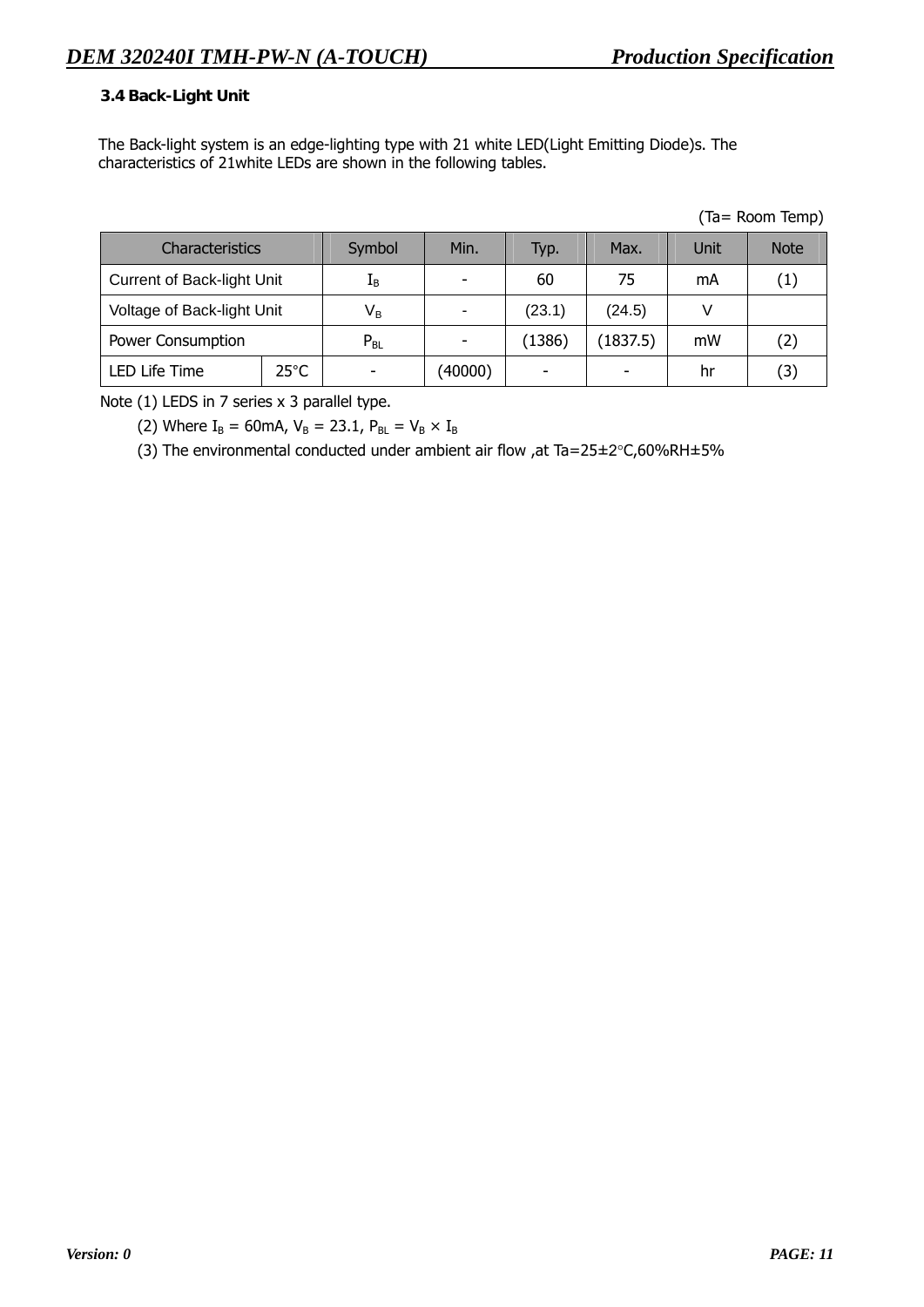### 3.4 Back-Light Unit

The Back-light system is an edge-lighting type with 21 white LED(Light Emitting Diode)s. The characteristics of 21white LEDs are shown in the following tables.

(Ta= Room Temp)

| Characteristics | | Symbol | Min. | Typ. | Max. | Unit | Note |
|---|---|---|---|---|---|---|---|
| Current of Back-light Unit | | $I_B$ | - | 60 | 75 | mA | (1) |
| Voltage of Back-light Unit | | $V_B$ | - | (23.1) | (24.5) | V | |
| Power Consumption | | $P_{BL}$ | - | (1386) | (1837.5) | mW | (2) |
| LED Life Time | 25°C | - | (40000) | - | - | hr | (3) |

Note (1) LEDS in 7 series x 3 parallel type.

(2) Where $I_B$ = 60mA, $V_B$ = 23.1, $P_{BL} = V_B \times I_B$

(3) The environmental conducted under ambient air flow ,at Ta=25±2°C,60%RH±5%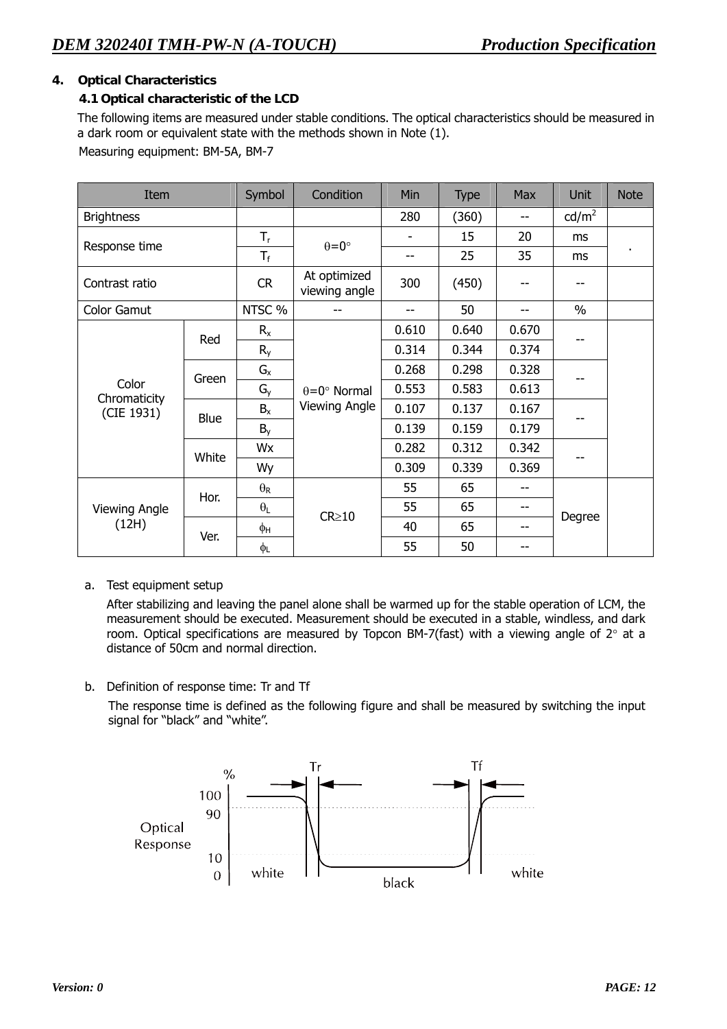## 4. Optical Characteristics

### 4.1 Optical characteristic of the LCD

The following items are measured under stable conditions. The optical characteristics should be measured in a dark room or equivalent state with the methods shown in Note (1).

Measuring equipment: BM-5A, BM-7

| Item | | Symbol | Condition | Min | Type | Max | Unit | Note |
|---|---|---|---|---|---|---|---|---|
| Brightness | | | | 280 | (360) | -- | cd/m$^2$ | |
| Response time | | $T_r$ | $\theta$=0° | - | 15 | 20 | ms | . |
| | | $T_f$ | | -- | 25 | 35 | ms | |
| Contrast ratio | | CR | At optimized viewing angle | 300 | (450) | -- | -- | |
| Color Gamut | | NTSC % | -- | -- | 50 | -- | % | |
| Color Chromaticity (CIE 1931) | Red | $R_x$ | $\theta$=0° Normal Viewing Angle | 0.610 | 0.640 | 0.670 | -- | |
| | | $R_y$ | | 0.314 | 0.344 | 0.374 | | |
| | Green | $G_x$ | | 0.268 | 0.298 | 0.328 | -- | |
| | | $G_y$ | | 0.553 | 0.583 | 0.613 | | |
| | Blue | $B_x$ | | 0.107 | 0.137 | 0.167 | -- | |
| | | $B_y$ | | 0.139 | 0.159 | 0.179 | | |
| | White | Wx | | 0.282 | 0.312 | 0.342 | -- | |
| | | Wy | | 0.309 | 0.339 | 0.369 | | |
| Viewing Angle (12H) | Hor. | $\theta_R$ | CR≥10 | 55 | 65 | -- | Degree | |
| | | $\theta_L$ | | 55 | 65 | -- | | |
| | Ver. | $\phi_H$ | | 40 | 65 | -- | | |
| | | $\phi_L$ | | 55 | 50 | -- | | |

a. Test equipment setup

After stabilizing and leaving the panel alone shall be warmed up for the stable operation of LCM, the measurement should be executed. Measurement should be executed in a stable, windless, and dark room. Optical specifications are measured by Topcon BM-7(fast) with a viewing angle of 2° at a distance of 50cm and normal direction.

b. Definition of response time: Tr and Tf

The response time is defined as the following figure and shall be measured by switching the input signal for "black" and "white".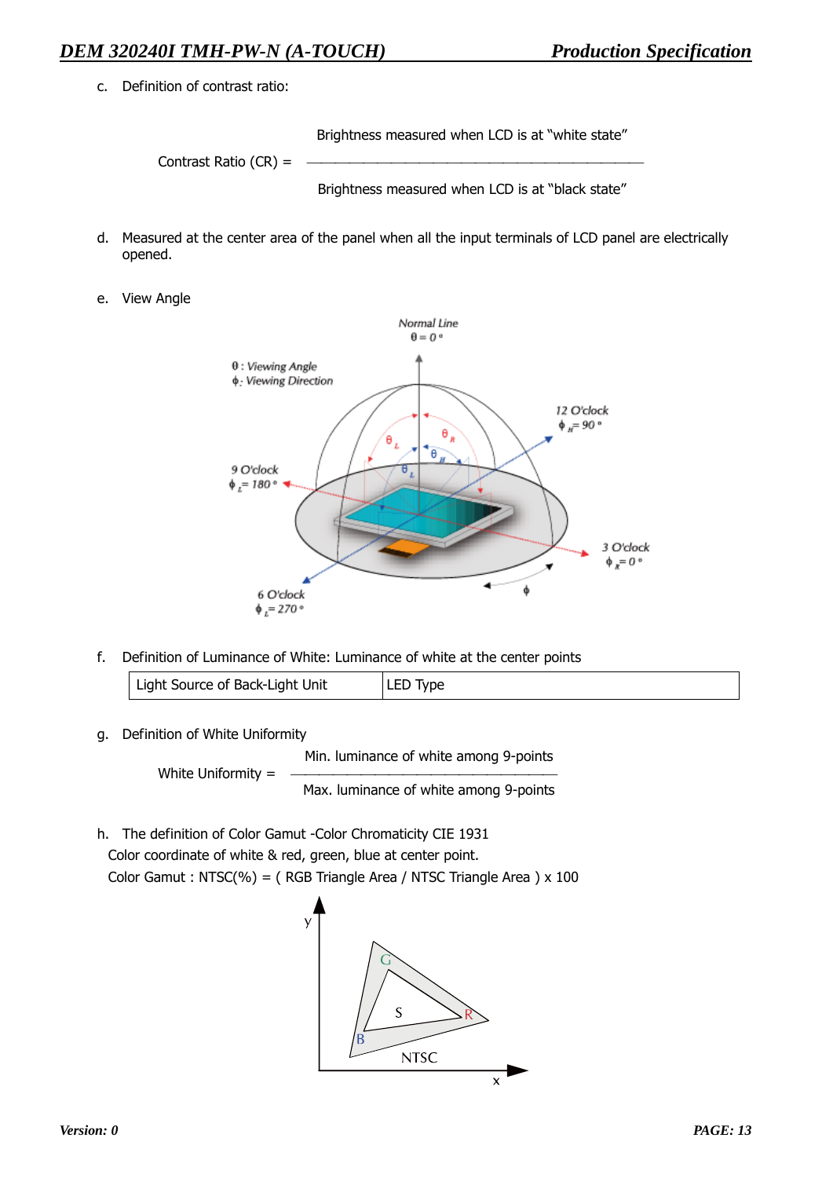c. Definition of contrast ratio:

$$\text{Contrast Ratio (CR)} = \frac{\text{Brightness measured when LCD is at "white state"}}{\text{Brightness measured when LCD is at "black state"}}$$

d. Measured at the center area of the panel when all the input terminals of LCD panel are electrically opened.

e. View Angle

f. Definition of Luminance of White: Luminance of white at the center points

| Light Source of Back-Light Unit | LED Type |
|---|---|

g. Definition of White Uniformity

$$\text{White Uniformity} = \frac{\text{Min. luminance of white among 9-points}}{\text{Max. luminance of white among 9-points}}$$

h. The definition of Color Gamut -Color Chromaticity CIE 1931

Color coordinate of white & red, green, blue at center point.

Color Gamut : NTSC(%) = ( RGB Triangle Area / NTSC Triangle Area ) x 100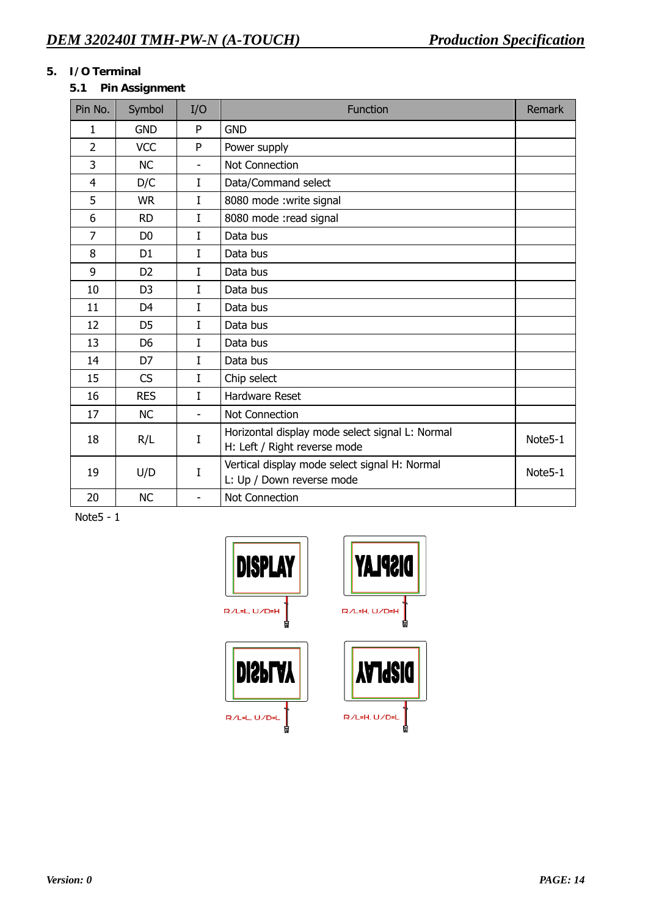## 5. I / O Terminal

### 5.1 Pin Assignment

| Pin No. | Symbol | I/O | Function | Remark |
|---|---|---|---|---|
| 1 | GND | P | GND | |
| 2 | VCC | P | Power supply | |
| 3 | NC | - | Not Connection | |
| 4 | D/C | I | Data/Command select | |
| 5 | WR | I | 8080 mode :write signal | |
| 6 | RD | I | 8080 mode :read signal | |
| 7 | D0 | I | Data bus | |
| 8 | D1 | I | Data bus | |
| 9 | D2 | I | Data bus | |
| 10 | D3 | I | Data bus | |
| 11 | D4 | I | Data bus | |
| 12 | D5 | I | Data bus | |
| 13 | D6 | I | Data bus | |
| 14 | D7 | I | Data bus | |
| 15 | CS | I | Chip select | |
| 16 | RES | I | Hardware Reset | |
| 17 | NC | - | Not Connection | |
| 18 | R/L | I | Horizontal display mode select signal L: Normal<br>H: Left / Right reverse mode | Note5-1 |
| 19 | U/D | I | Vertical display mode select signal H: Normal<br>L: Up / Down reverse mode | Note5-1 |
| 20 | NC | - | Not Connection | |

Note5 - 1

R/L=L, U/D=H

R/L=H, U/D=H

R/L=L, U/D=L

R/L=H, U/D=L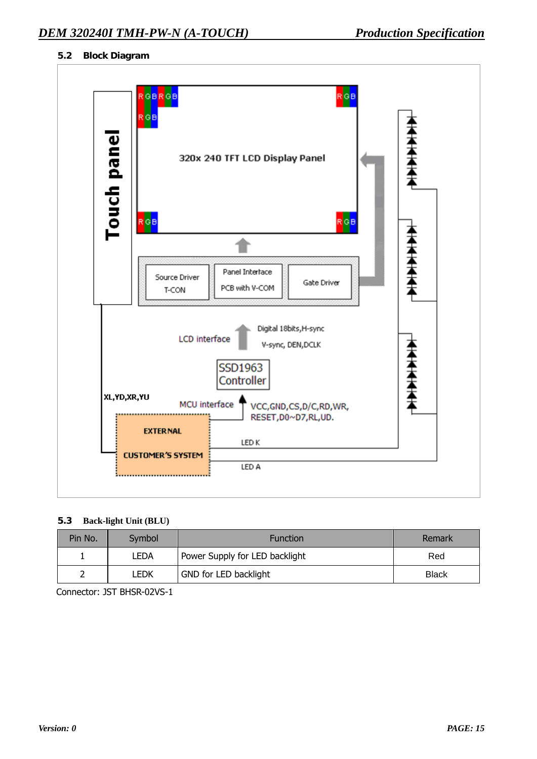## 5.2 Block Diagram

Touch panel

320x 240 TFT LCD Display Panel

Source Driver T-CON

Panel Interface PCB with V-COM

Gate Driver

LCD interface

Digital 18bits,H-sync V-sync, DEN,DCLK

SSD1963 Controller

XL,YD,XR,YU

MCU interface

VCC,GND,CS,D/C,RD,WR, RESET,D0~D7,RL,UD.

EXTERNAL CUSTOMER'S SYSTEM

LED K

LED A

## 5.3 Back-light Unit (BLU)

| Pin No. | Symbol | Function | Remark |
|---|---|---|---|
| 1 | LEDA | Power Supply for LED backlight | Red |
| 2 | LEDK | GND for LED backlight | Black |

Connector: JST BHSR-02VS-1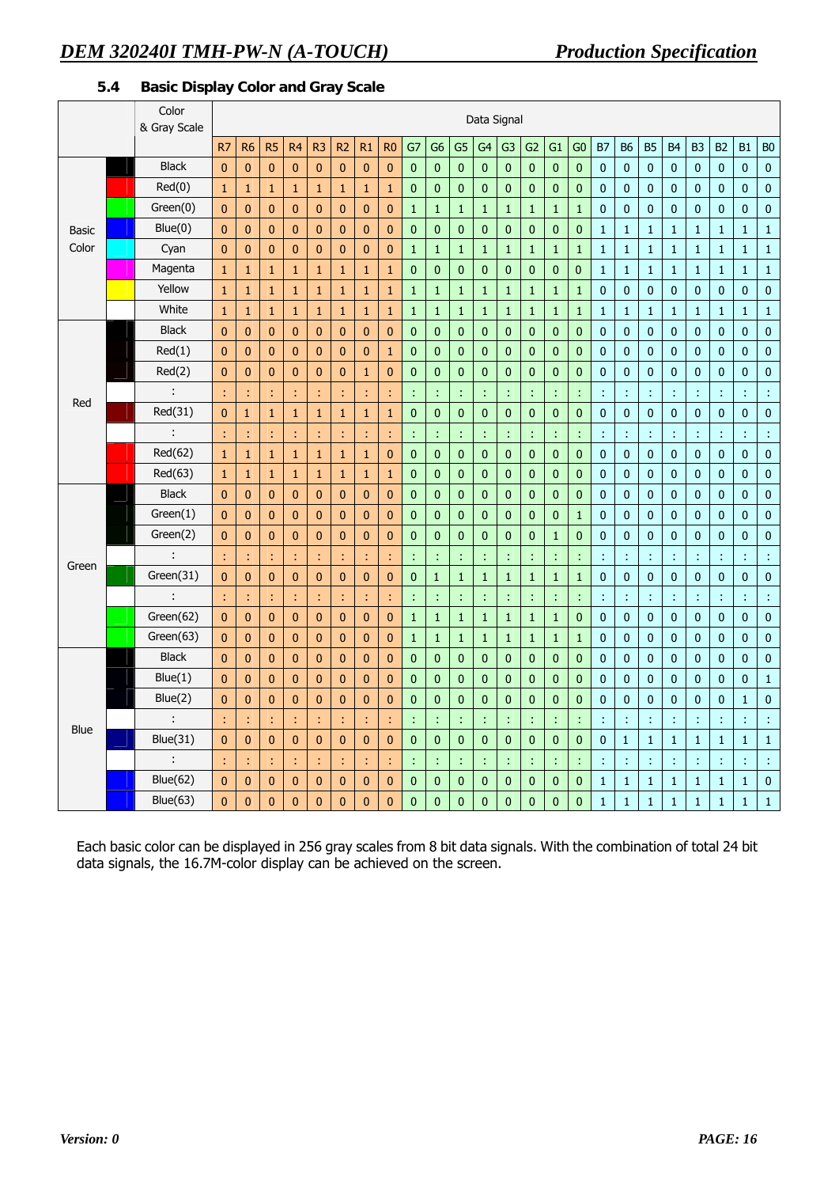### 5.4 Basic Display Color and Gray Scale

| | | Color & Gray Scale | Data Signal | | | | | | | | | | | | | | | | | | | | | | | |
|---|---|---|---|---|---|---|---|---|---|---|---|---|---|---|---|---|---|---|---|---|---|---|---|---|---|---|
| | | | R7 | R6 | R5 | R4 | R3 | R2 | R1 | R0 | G7 | G6 | G5 | G4 | G3 | G2 | G1 | G0 | B7 | B6 | B5 | B4 | B3 | B2 | B1 | B0 |
| Basic Color | | Black | 0 | 0 | 0 | 0 | 0 | 0 | 0 | 0 | 0 | 0 | 0 | 0 | 0 | 0 | 0 | 0 | 0 | 0 | 0 | 0 | 0 | 0 | 0 | 0 |
| | | Red(0) | 1 | 1 | 1 | 1 | 1 | 1 | 1 | 1 | 0 | 0 | 0 | 0 | 0 | 0 | 0 | 0 | 0 | 0 | 0 | 0 | 0 | 0 | 0 | 0 |
| | | Green(0) | 0 | 0 | 0 | 0 | 0 | 0 | 0 | 0 | 1 | 1 | 1 | 1 | 1 | 1 | 1 | 1 | 0 | 0 | 0 | 0 | 0 | 0 | 0 | 0 |
| | | Blue(0) | 0 | 0 | 0 | 0 | 0 | 0 | 0 | 0 | 0 | 0 | 0 | 0 | 0 | 0 | 0 | 0 | 1 | 1 | 1 | 1 | 1 | 1 | 1 | 1 |
| | | Cyan | 0 | 0 | 0 | 0 | 0 | 0 | 0 | 0 | 1 | 1 | 1 | 1 | 1 | 1 | 1 | 1 | 1 | 1 | 1 | 1 | 1 | 1 | 1 | 1 |
| | | Magenta | 1 | 1 | 1 | 1 | 1 | 1 | 1 | 1 | 0 | 0 | 0 | 0 | 0 | 0 | 0 | 0 | 1 | 1 | 1 | 1 | 1 | 1 | 1 | 1 |
| | | Yellow | 1 | 1 | 1 | 1 | 1 | 1 | 1 | 1 | 1 | 1 | 1 | 1 | 1 | 1 | 1 | 1 | 0 | 0 | 0 | 0 | 0 | 0 | 0 | 0 |
| | | White | 1 | 1 | 1 | 1 | 1 | 1 | 1 | 1 | 1 | 1 | 1 | 1 | 1 | 1 | 1 | 1 | 1 | 1 | 1 | 1 | 1 | 1 | 1 | 1 |
| Red | | Black | 0 | 0 | 0 | 0 | 0 | 0 | 0 | 0 | 0 | 0 | 0 | 0 | 0 | 0 | 0 | 0 | 0 | 0 | 0 | 0 | 0 | 0 | 0 | 0 |
| | | Red(1) | 0 | 0 | 0 | 0 | 0 | 0 | 0 | 1 | 0 | 0 | 0 | 0 | 0 | 0 | 0 | 0 | 0 | 0 | 0 | 0 | 0 | 0 | 0 | 0 |
| | | Red(2) | 0 | 0 | 0 | 0 | 0 | 0 | 1 | 0 | 0 | 0 | 0 | 0 | 0 | 0 | 0 | 0 | 0 | 0 | 0 | 0 | 0 | 0 | 0 | 0 |
| | | : | : | : | : | : | : | : | : | : | : | : | : | : | : | : | : | : | : | : | : | : | : | : | : | : |
| | | Red(31) | 0 | 1 | 1 | 1 | 1 | 1 | 1 | 1 | 0 | 0 | 0 | 0 | 0 | 0 | 0 | 0 | 0 | 0 | 0 | 0 | 0 | 0 | 0 | 0 |
| | | : | : | : | : | : | : | : | : | : | : | : | : | : | : | : | : | : | : | : | : | : | : | : | : | : |
| | | Red(62) | 1 | 1 | 1 | 1 | 1 | 1 | 1 | 0 | 0 | 0 | 0 | 0 | 0 | 0 | 0 | 0 | 0 | 0 | 0 | 0 | 0 | 0 | 0 | 0 |
| | | Red(63) | 1 | 1 | 1 | 1 | 1 | 1 | 1 | 1 | 0 | 0 | 0 | 0 | 0 | 0 | 0 | 0 | 0 | 0 | 0 | 0 | 0 | 0 | 0 | 0 |
| Green | | Black | 0 | 0 | 0 | 0 | 0 | 0 | 0 | 0 | 0 | 0 | 0 | 0 | 0 | 0 | 0 | 0 | 0 | 0 | 0 | 0 | 0 | 0 | 0 | 0 |
| | | Green(1) | 0 | 0 | 0 | 0 | 0 | 0 | 0 | 0 | 0 | 0 | 0 | 0 | 0 | 0 | 0 | 1 | 0 | 0 | 0 | 0 | 0 | 0 | 0 | 0 |
| | | Green(2) | 0 | 0 | 0 | 0 | 0 | 0 | 0 | 0 | 0 | 0 | 0 | 0 | 0 | 0 | 1 | 0 | 0 | 0 | 0 | 0 | 0 | 0 | 0 | 0 |
| | | : | : | : | : | : | : | : | : | : | : | : | : | : | : | : | : | : | : | : | : | : | : | : | : | : |
| | | Green(31) | 0 | 0 | 0 | 0 | 0 | 0 | 0 | 0 | 0 | 1 | 1 | 1 | 1 | 1 | 1 | 1 | 0 | 0 | 0 | 0 | 0 | 0 | 0 | 0 |
| | | : | : | : | : | : | : | : | : | : | : | : | : | : | : | : | : | : | : | : | : | : | : | : | : | : |
| | | Green(62) | 0 | 0 | 0 | 0 | 0 | 0 | 0 | 0 | 1 | 1 | 1 | 1 | 1 | 1 | 1 | 0 | 0 | 0 | 0 | 0 | 0 | 0 | 0 | 0 |
| | | Green(63) | 0 | 0 | 0 | 0 | 0 | 0 | 0 | 0 | 1 | 1 | 1 | 1 | 1 | 1 | 1 | 1 | 0 | 0 | 0 | 0 | 0 | 0 | 0 | 0 |
| Blue | | Black | 0 | 0 | 0 | 0 | 0 | 0 | 0 | 0 | 0 | 0 | 0 | 0 | 0 | 0 | 0 | 0 | 0 | 0 | 0 | 0 | 0 | 0 | 0 | 0 |
| | | Blue(1) | 0 | 0 | 0 | 0 | 0 | 0 | 0 | 0 | 0 | 0 | 0 | 0 | 0 | 0 | 0 | 0 | 0 | 0 | 0 | 0 | 0 | 0 | 0 | 1 |
| | | Blue(2) | 0 | 0 | 0 | 0 | 0 | 0 | 0 | 0 | 0 | 0 | 0 | 0 | 0 | 0 | 0 | 0 | 0 | 0 | 0 | 0 | 0 | 0 | 1 | 0 |
| | | : | : | : | : | : | : | : | : | : | : | : | : | : | : | : | : | : | : | : | : | : | : | : | : | : |
| | | Blue(31) | 0 | 0 | 0 | 0 | 0 | 0 | 0 | 0 | 0 | 0 | 0 | 0 | 0 | 0 | 0 | 0 | 0 | 1 | 1 | 1 | 1 | 1 | 1 | 1 |
| | | : | : | : | : | : | : | : | : | : | : | : | : | : | : | : | : | : | : | : | : | : | : | : | : | : |
| | | Blue(62) | 0 | 0 | 0 | 0 | 0 | 0 | 0 | 0 | 0 | 0 | 0 | 0 | 0 | 0 | 0 | 0 | 1 | 1 | 1 | 1 | 1 | 1 | 1 | 0 |
| | | Blue(63) | 0 | 0 | 0 | 0 | 0 | 0 | 0 | 0 | 0 | 0 | 0 | 0 | 0 | 0 | 0 | 0 | 1 | 1 | 1 | 1 | 1 | 1 | 1 | 1 |

Each basic color can be displayed in 256 gray scales from 8 bit data signals. With the combination of total 24 bit data signals, the 16.7M-color display can be achieved on the screen.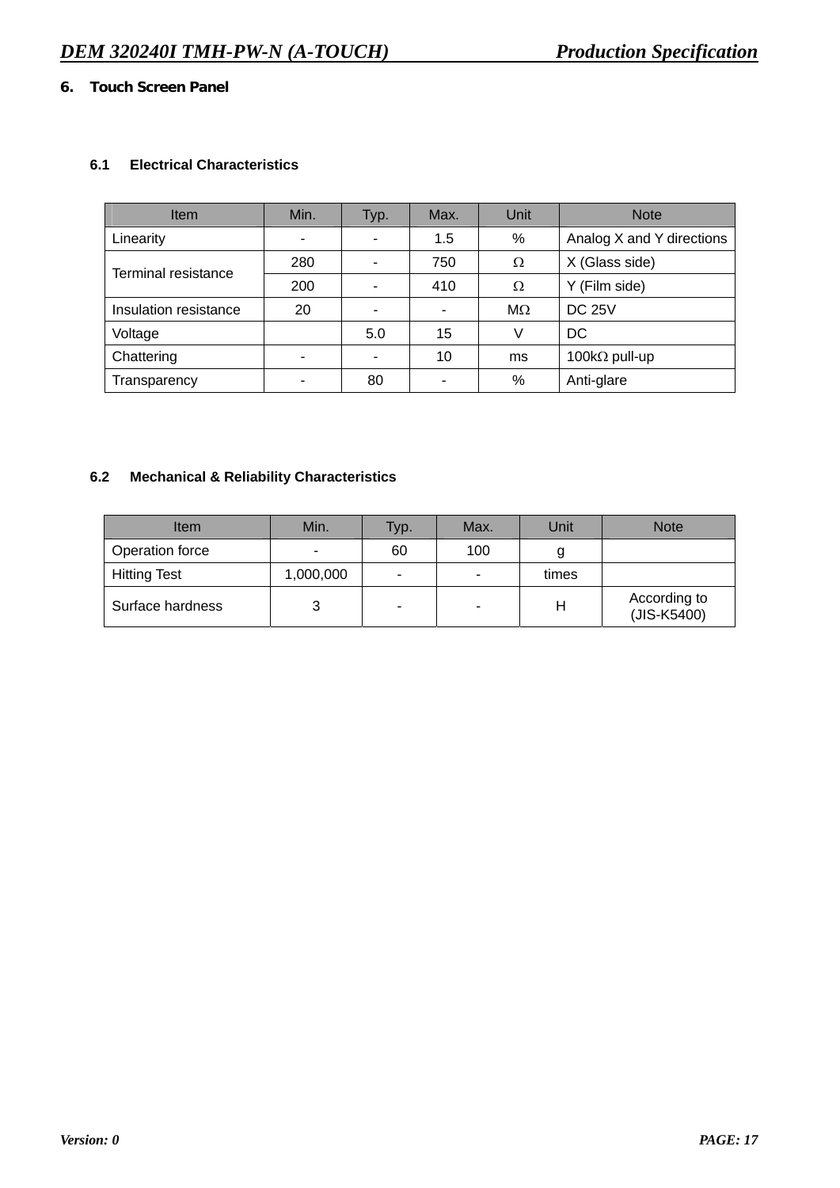## 6. Touch Screen Panel

### 6.1 Electrical Characteristics

| Item | Min. | Typ. | Max. | Unit | Note |
|---|---|---|---|---|---|
| Linearity | - | - | 1.5 | % | Analog X and Y directions |
| Terminal resistance | 280 | - | 750 | Ω | X (Glass side) |
| | 200 | - | 410 | Ω | Y (Film side) |
| Insulation resistance | 20 | - | - | MΩ | DC 25V |
| Voltage | | 5.0 | 15 | V | DC |
| Chattering | - | - | 10 | ms | 100kΩ pull-up |
| Transparency | - | 80 | - | % | Anti-glare |

### 6.2 Mechanical & Reliability Characteristics

| Item | Min. | Typ. | Max. | Unit | Note |
|---|---|---|---|---|---|
| Operation force | - | 60 | 100 | g | |
| Hitting Test | 1,000,000 | - | - | times | |
| Surface hardness | 3 | - | - | H | According to (JIS-K5400) |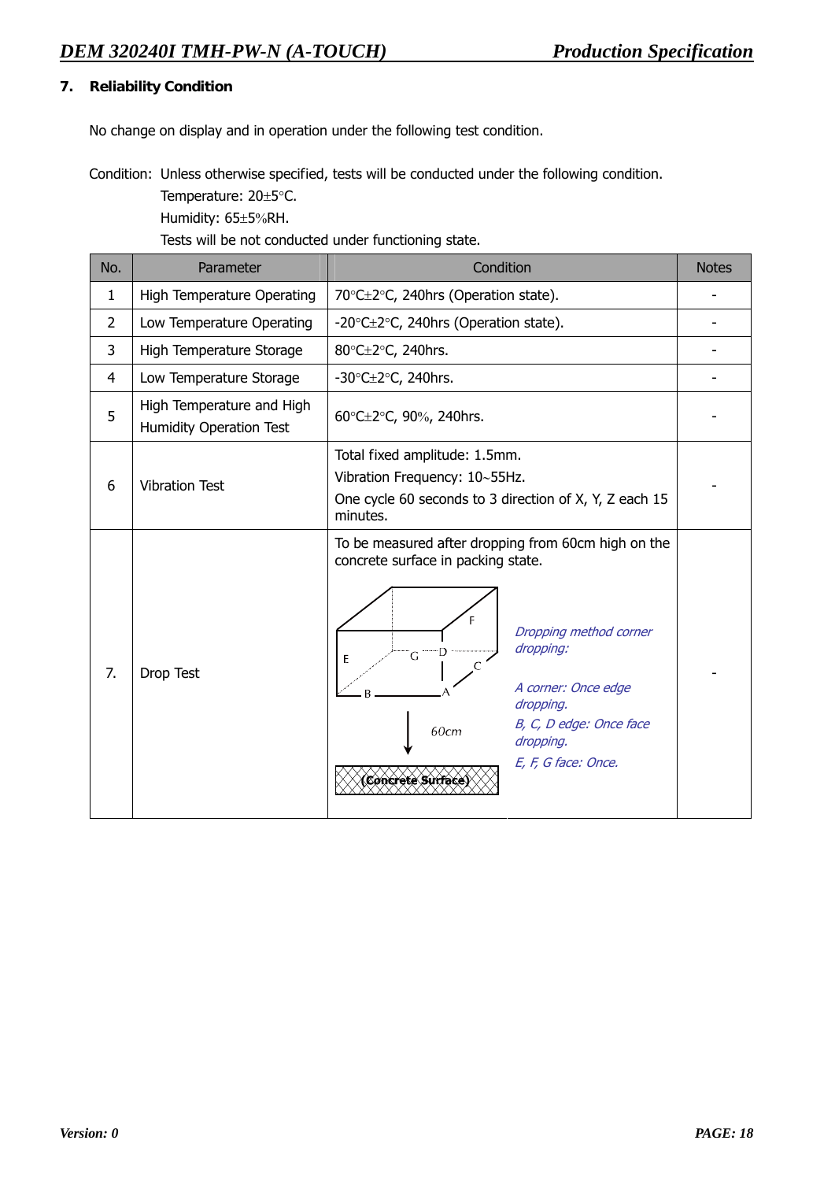## 7. Reliability Condition

No change on display and in operation under the following test condition.

Condition: Unless otherwise specified, tests will be conducted under the following condition.
Temperature: 20±5°C.
Humidity: 65±5%RH.
Tests will be not conducted under functioning state.

| No. | Parameter | Condition | Notes |
|---|---|---|---|
| 1 | High Temperature Operating | 70°C±2°C, 240hrs (Operation state). | - |
| 2 | Low Temperature Operating | -20°C±2°C, 240hrs (Operation state). | - |
| 3 | High Temperature Storage | 80°C±2°C, 240hrs. | - |
| 4 | Low Temperature Storage | -30°C±2°C, 240hrs. | - |
| 5 | High Temperature and High Humidity Operation Test | 60°C±2°C, 90%, 240hrs. | - |
| 6 | Vibration Test | Total fixed amplitude: 1.5mm.<br>Vibration Frequency: 10~55Hz.<br>One cycle 60 seconds to 3 direction of X, Y, Z each 15 minutes. | - |
| 7. | Drop Test | To be measured after dropping from 60cm high on the concrete surface in packing state.<br>(Diagram: box with corners/edges/faces labeled A–G, 60cm drop onto Concrete Surface)<br>*Dropping method corner dropping:*<br>*A corner: Once edge dropping.*<br>*B, C, D edge: Once face dropping.*<br>*E, F, G face: Once.* | - |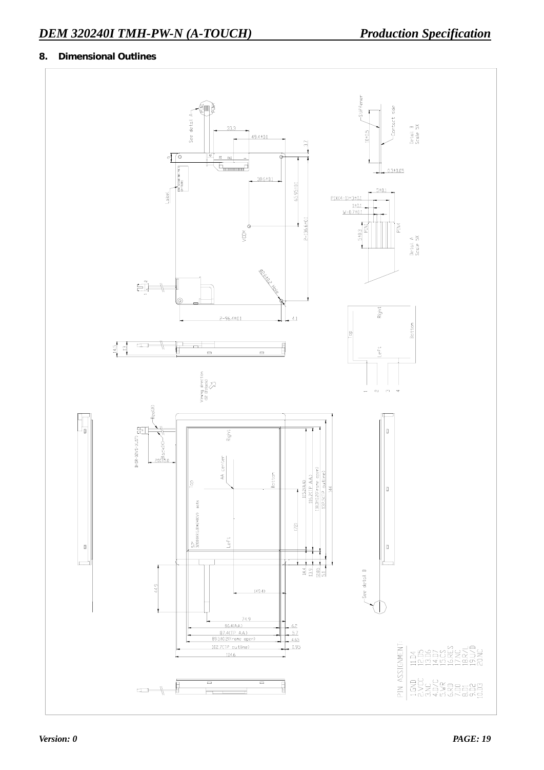## 8. Dimensional Outlines

| PIN ASSIGNMENT | |
|---|---|
| 1.GND | 11.D4 |
| 2.VCC | 12.D5 |
| 3.NC | 13.D6 |
| 4.D/C | 14.D7 |
| 5.WR | 15.CS |
| 6.RD | 16.RES |
| 7.D0 | 17.NC |
| 8.D1 | 18.R/L |
| 9.D2 | 19.U/D |
| 10.D3 | 20.NC |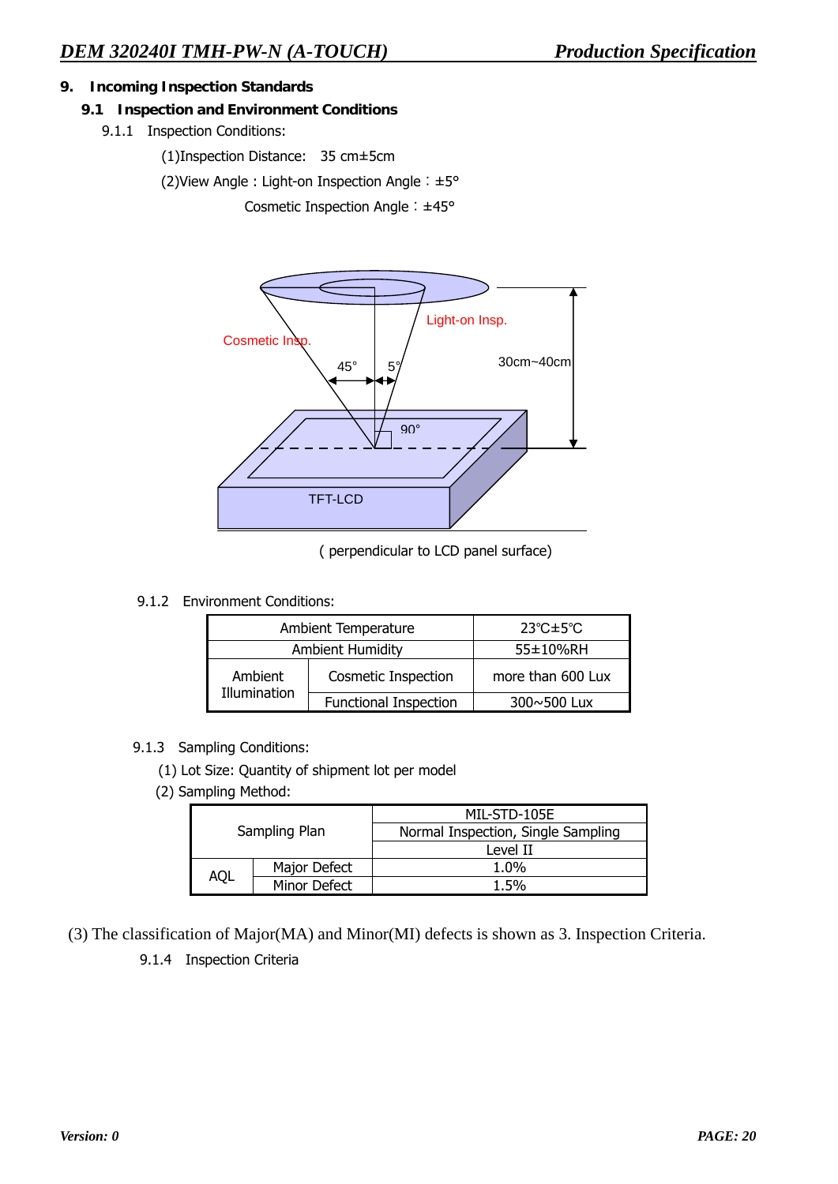## 9. Incoming Inspection Standards

### 9.1 Inspection and Environment Conditions

9.1.1 Inspection Conditions:

(1)Inspection Distance: 35 cm±5cm

(2)View Angle : Light-on Inspection Angle：±5°

Cosmetic Inspection Angle：±45°

Cosmetic Insp.

Light-on Insp.

45°

5°

30cm~40cm

90°

TFT-LCD

( perpendicular to LCD panel surface)

9.1.2 Environment Conditions:

| Ambient Temperature | | 23℃±5℃ |
|---|---|---|
| Ambient Humidity | | 55±10%RH |
| Ambient Illumination | Cosmetic Inspection | more than 600 Lux |
| | Functional Inspection | 300~500 Lux |

9.1.3 Sampling Conditions:

(1) Lot Size: Quantity of shipment lot per model

(2) Sampling Method:

| Sampling Plan | | MIL-STD-105E |
|---|---|---|
| | | Normal Inspection, Single Sampling |
| | | Level II |
| AQL | Major Defect | 1.0% |
| | Minor Defect | 1.5% |

(3) The classification of Major(MA) and Minor(MI) defects is shown as 3. Inspection Criteria.

9.1.4 Inspection Criteria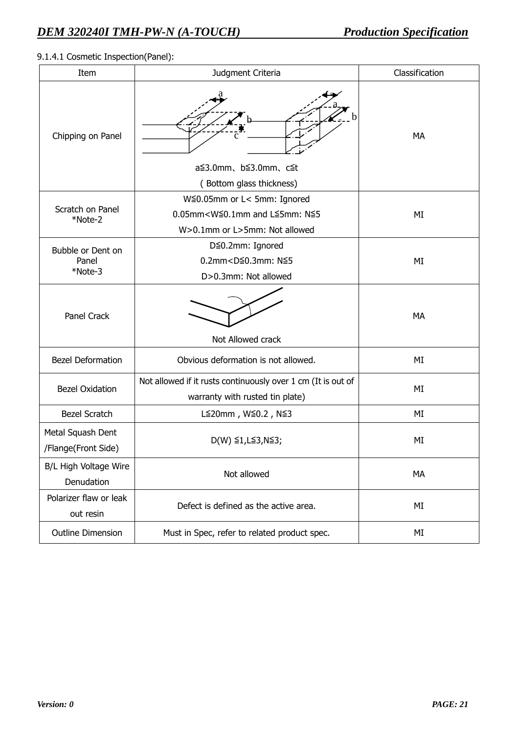9.1.4.1 Cosmetic Inspection(Panel):

| Item | Judgment Criteria | Classification |
|---|---|---|
| Chipping on Panel | a≦3.0mm、b≦3.0mm、c≦t<br>( Bottom glass thickness) | MA |
| Scratch on Panel *Note-2 | W≦0.05mm or L< 5mm: Ignored<br>0.05mm<W≦0.1mm and L≦5mm: N≦5<br>W>0.1mm or L>5mm: Not allowed | MI |
| Bubble or Dent on Panel *Note-3 | D≦0.2mm: Ignored<br>0.2mm<D≦0.3mm: N≦5<br>D>0.3mm: Not allowed | MI |
| Panel Crack | Not Allowed crack | MA |
| Bezel Deformation | Obvious deformation is not allowed. | MI |
| Bezel Oxidation | Not allowed if it rusts continuously over 1 cm (It is out of warranty with rusted tin plate) | MI |
| Bezel Scratch | L≦20mm , W≦0.2 , N≦3 | MI |
| Metal Squash Dent /Flange(Front Side) | D(W) ≦1,L≦3,N≦3; | MI |
| B/L High Voltage Wire Denudation | Not allowed | MA |
| Polarizer flaw or leak out resin | Defect is defined as the active area. | MI |
| Outline Dimension | Must in Spec, refer to related product spec. | MI |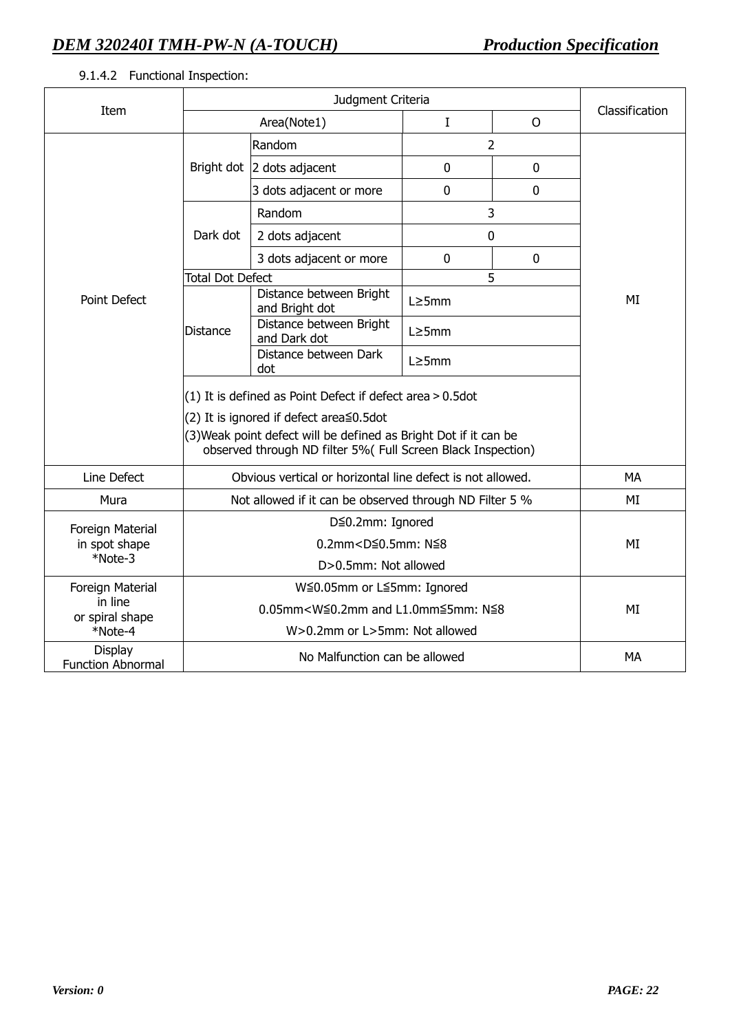9.1.4.2 Functional Inspection:

| Item | Judgment Criteria | | | | Classification |
|---|---|---|---|---|---|
| | Area(Note1) | | I | O | |
| Point Defect | Bright dot | Random | 2 | | MI |
| | | 2 dots adjacent | 0 | 0 | |
| | | 3 dots adjacent or more | 0 | 0 | |
| | Dark dot | Random | 3 | | |
| | | 2 dots adjacent | 0 | | |
| | | 3 dots adjacent or more | 0 | 0 | |
| | Total Dot Defect | | 5 | | |
| | Distance | Distance between Bright and Bright dot | L≥5mm | | |
| | | Distance between Bright and Dark dot | L≥5mm | | |
| | | Distance between Dark dot | L≥5mm | | |
| | (1) It is defined as Point Defect if defect area＞0.5dot<br>(2) It is ignored if defect area≦0.5dot<br>(3)Weak point defect will be defined as Bright Dot if it can be observed through ND filter 5%( Full Screen Black Inspection) | | | | |
| Line Defect | Obvious vertical or horizontal line defect is not allowed. | | | | MA |
| Mura | Not allowed if it can be observed through ND Filter 5 % | | | | MI |
| Foreign Material in spot shape *Note-3 | D≦0.2mm: Ignored<br>0.2mm<D≦0.5mm: N≦8<br>D>0.5mm: Not allowed | | | | MI |
| Foreign Material in line or spiral shape *Note-4 | W≦0.05mm or L≦5mm: Ignored<br>0.05mm<W≦0.2mm and L1.0mm≦5mm: N≦8<br>W>0.2mm or L>5mm: Not allowed | | | | MI |
| Display Function Abnormal | No Malfunction can be allowed | | | | MA |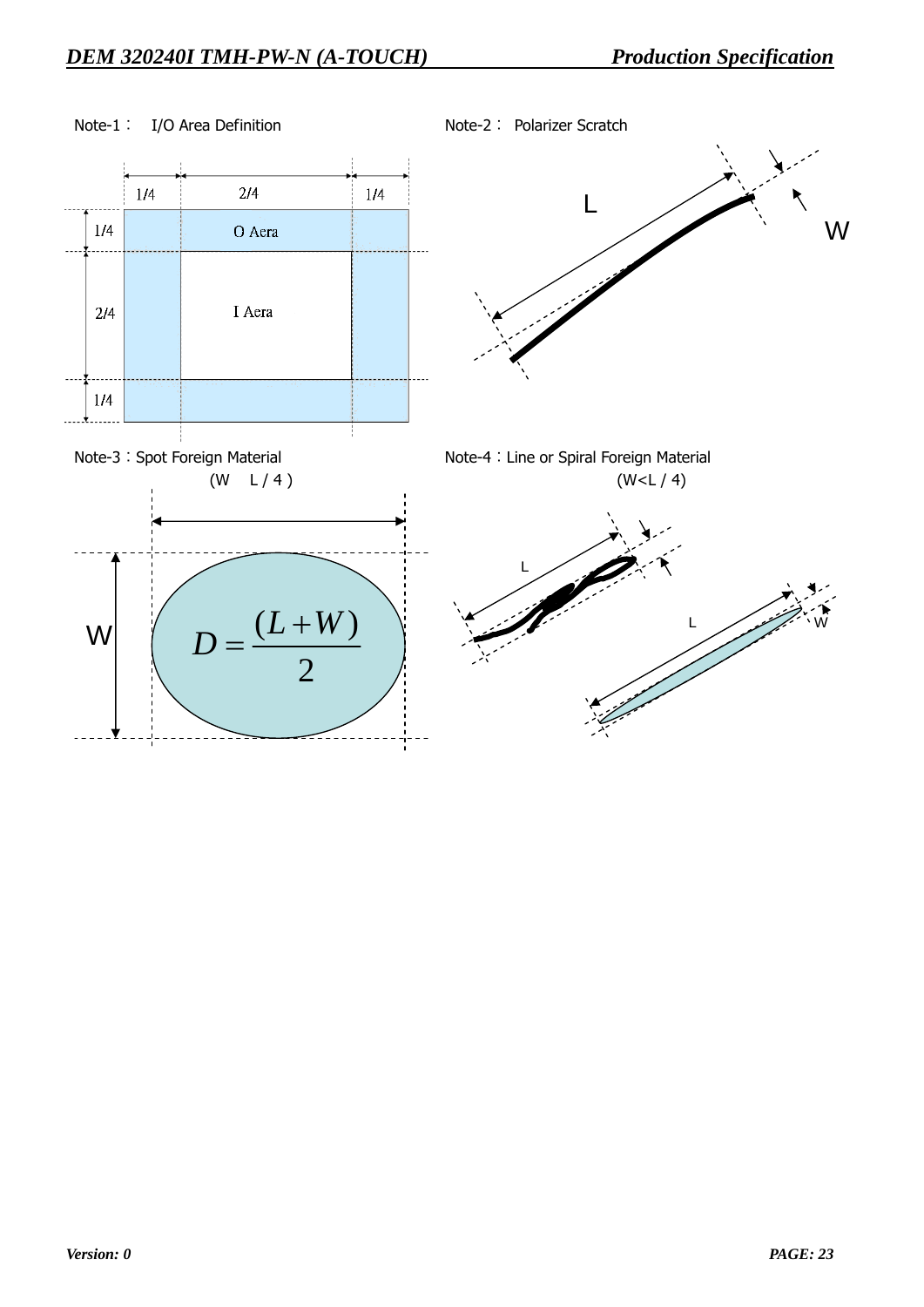Note-1： I/O Area Definition

1/4 2/4 1/4

1/4 O Aera

2/4 I Aera

1/4

Note-2： Polarizer Scratch

L

W

Note-3：Spot Foreign Material

(W L / 4 )

W

$$D = \frac{(L+W)}{2}$$

Note-4：Line or Spiral Foreign Material

(W<L / 4)

L

L

W